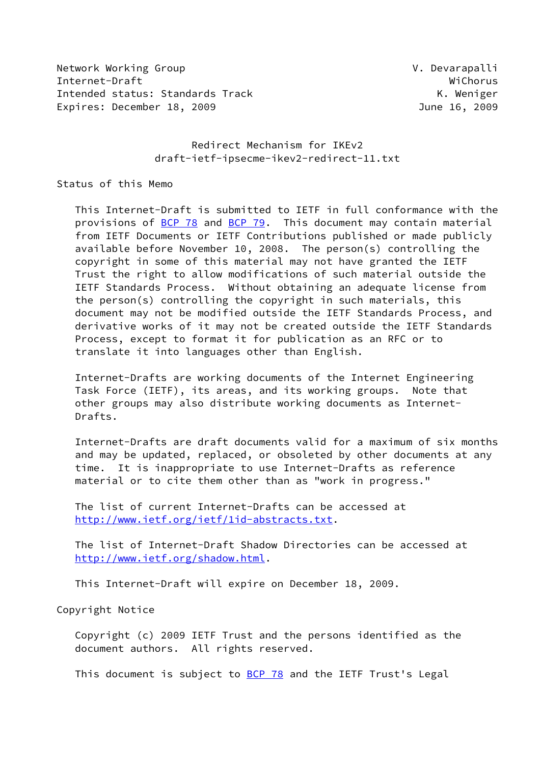Network Working Group — V. Devarapalli
Internet-Draft — WiChorus
Intended status: Standards Track — K. Weniger
Expires: December 18, 2009 — June 16, 2009

# Redirect Mechanism for IKEv2
## draft-ietf-ipsecme-ikev2-redirect-11.txt

## Status of this Memo

This Internet-Draft is submitted to IETF in full conformance with the provisions of BCP 78 and BCP 79. This document may contain material from IETF Documents or IETF Contributions published or made publicly available before November 10, 2008. The person(s) controlling the copyright in some of this material may not have granted the IETF Trust the right to allow modifications of such material outside the IETF Standards Process. Without obtaining an adequate license from the person(s) controlling the copyright in such materials, this document may not be modified outside the IETF Standards Process, and derivative works of it may not be created outside the IETF Standards Process, except to format it for publication as an RFC or to translate it into languages other than English.

Internet-Drafts are working documents of the Internet Engineering Task Force (IETF), its areas, and its working groups. Note that other groups may also distribute working documents as Internet-Drafts.

Internet-Drafts are draft documents valid for a maximum of six months and may be updated, replaced, or obsoleted by other documents at any time. It is inappropriate to use Internet-Drafts as reference material or to cite them other than as "work in progress."

The list of current Internet-Drafts can be accessed at http://www.ietf.org/ietf/1id-abstracts.txt.

The list of Internet-Draft Shadow Directories can be accessed at http://www.ietf.org/shadow.html.

This Internet-Draft will expire on December 18, 2009.

## Copyright Notice

Copyright (c) 2009 IETF Trust and the persons identified as the document authors. All rights reserved.

This document is subject to BCP 78 and the IETF Trust's Legal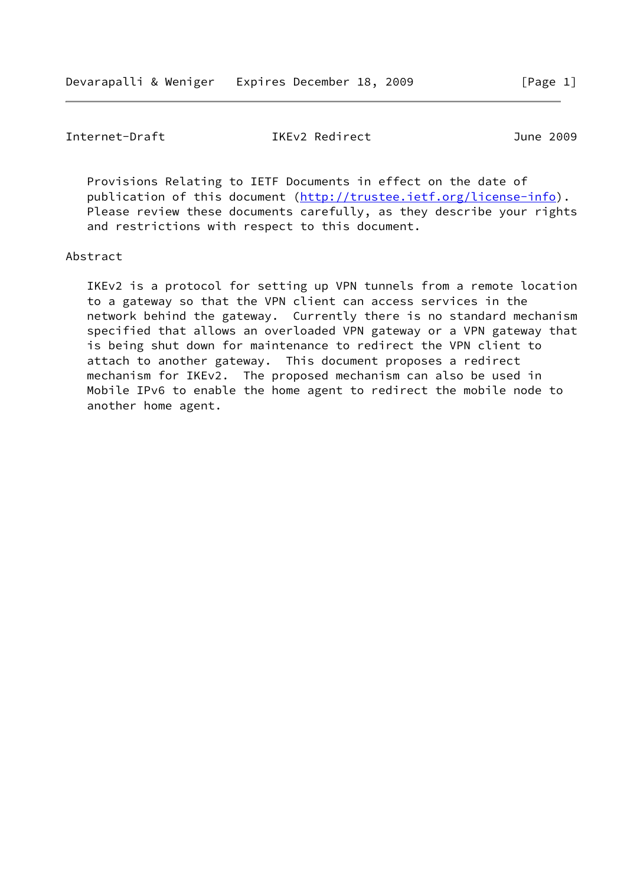Provisions Relating to IETF Documents in effect on the date of publication of this document (http://trustee.ietf.org/license-info). Please review these documents carefully, as they describe your rights and restrictions with respect to this document.

## Abstract

IKEv2 is a protocol for setting up VPN tunnels from a remote location to a gateway so that the VPN client can access services in the network behind the gateway. Currently there is no standard mechanism specified that allows an overloaded VPN gateway or a VPN gateway that is being shut down for maintenance to redirect the VPN client to attach to another gateway. This document proposes a redirect mechanism for IKEv2. The proposed mechanism can also be used in Mobile IPv6 to enable the home agent to redirect the mobile node to another home agent.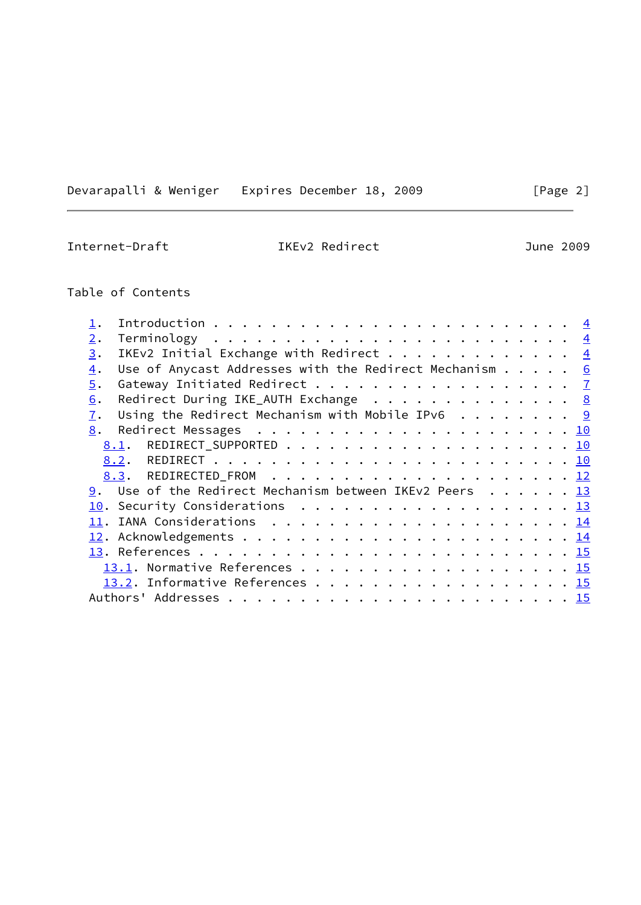## Table of Contents

1. Introduction . . . . . . . . . . . . . . . . . . . . . . . . 4
2. Terminology . . . . . . . . . . . . . . . . . . . . . . . . 4
3. IKEv2 Initial Exchange with Redirect . . . . . . . . . . . . 4
4. Use of Anycast Addresses with the Redirect Mechanism . . . . . 6
5. Gateway Initiated Redirect . . . . . . . . . . . . . . . . . 7
6. Redirect During IKE_AUTH Exchange . . . . . . . . . . . . . . 8
7. Using the Redirect Mechanism with Mobile IPv6 . . . . . . . . 9
8. Redirect Messages . . . . . . . . . . . . . . . . . . . . . 10
   8.1. REDIRECT_SUPPORTED . . . . . . . . . . . . . . . . . . . 10
   8.2. REDIRECT . . . . . . . . . . . . . . . . . . . . . . . . 10
   8.3. REDIRECTED_FROM . . . . . . . . . . . . . . . . . . . . 12
9. Use of the Redirect Mechanism between IKEv2 Peers . . . . . . 13
10. Security Considerations . . . . . . . . . . . . . . . . . . 13
11. IANA Considerations . . . . . . . . . . . . . . . . . . . . 14
12. Acknowledgements . . . . . . . . . . . . . . . . . . . . . . 14
13. References . . . . . . . . . . . . . . . . . . . . . . . . 15
    13.1. Normative References . . . . . . . . . . . . . . . . . 15
    13.2. Informative References . . . . . . . . . . . . . . . . 15

Authors' Addresses . . . . . . . . . . . . . . . . . . . . . . . 15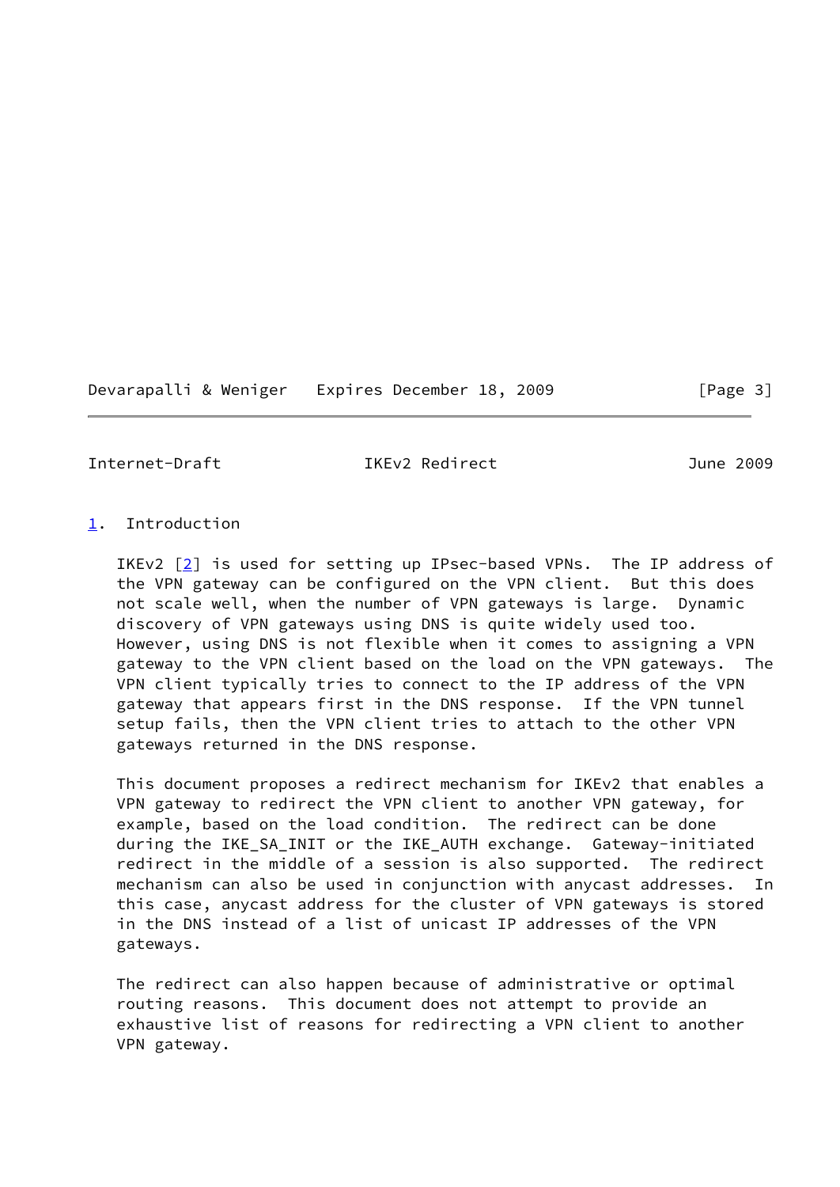# 1. Introduction

IKEv2 [2] is used for setting up IPsec-based VPNs. The IP address of the VPN gateway can be configured on the VPN client. But this does not scale well, when the number of VPN gateways is large. Dynamic discovery of VPN gateways using DNS is quite widely used too. However, using DNS is not flexible when it comes to assigning a VPN gateway to the VPN client based on the load on the VPN gateways. The VPN client typically tries to connect to the IP address of the VPN gateway that appears first in the DNS response. If the VPN tunnel setup fails, then the VPN client tries to attach to the other VPN gateways returned in the DNS response.

This document proposes a redirect mechanism for IKEv2 that enables a VPN gateway to redirect the VPN client to another VPN gateway, for example, based on the load condition. The redirect can be done during the IKE_SA_INIT or the IKE_AUTH exchange. Gateway-initiated redirect in the middle of a session is also supported. The redirect mechanism can also be used in conjunction with anycast addresses. In this case, anycast address for the cluster of VPN gateways is stored in the DNS instead of a list of unicast IP addresses of the VPN gateways.

The redirect can also happen because of administrative or optimal routing reasons. This document does not attempt to provide an exhaustive list of reasons for redirecting a VPN client to another VPN gateway.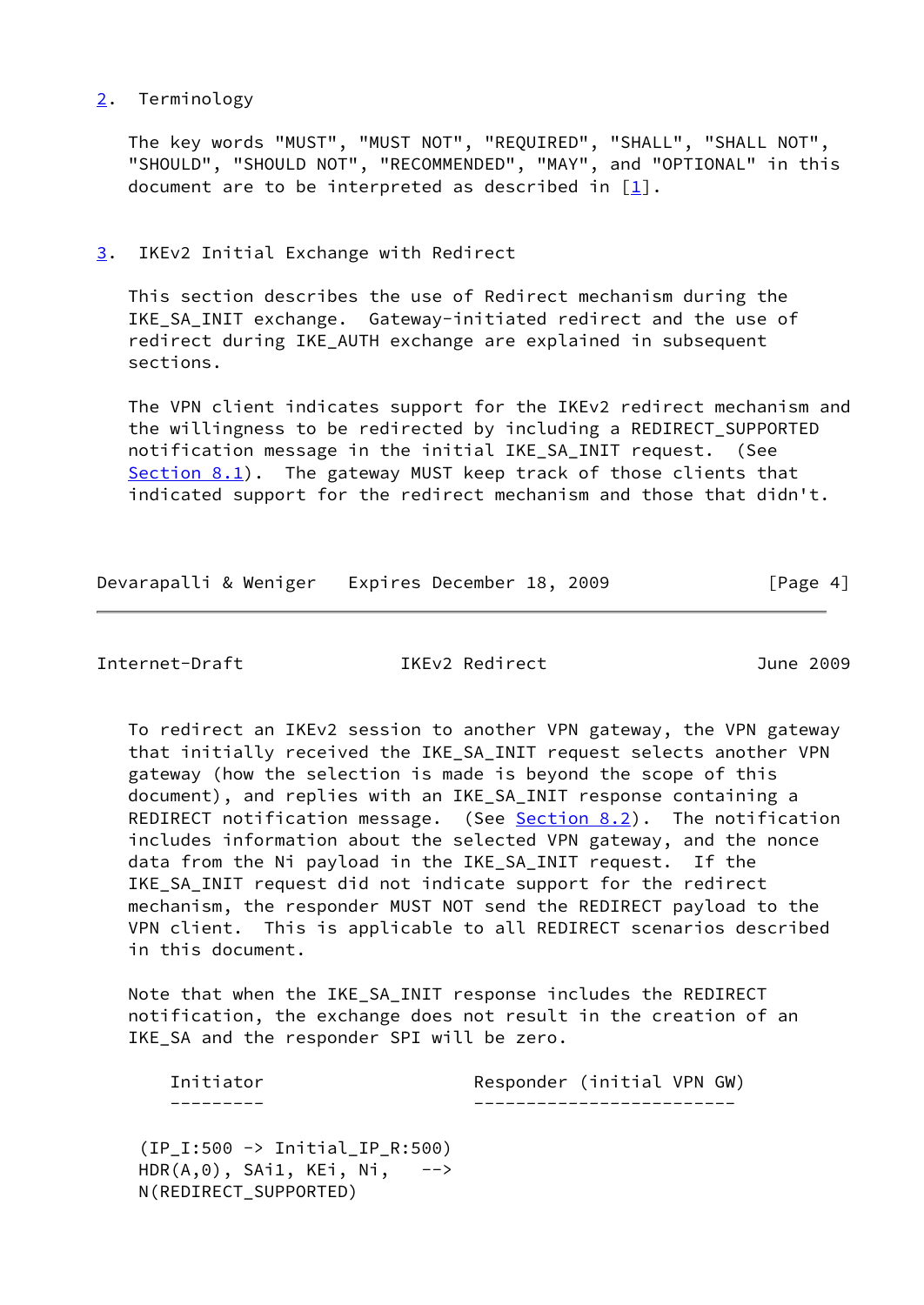## 2. Terminology

The key words "MUST", "MUST NOT", "REQUIRED", "SHALL", "SHALL NOT", "SHOULD", "SHOULD NOT", "RECOMMENDED", "MAY", and "OPTIONAL" in this document are to be interpreted as described in [1].

## 3. IKEv2 Initial Exchange with Redirect

This section describes the use of Redirect mechanism during the IKE_SA_INIT exchange. Gateway-initiated redirect and the use of redirect during IKE_AUTH exchange are explained in subsequent sections.

The VPN client indicates support for the IKEv2 redirect mechanism and the willingness to be redirected by including a REDIRECT_SUPPORTED notification message in the initial IKE_SA_INIT request. (See Section 8.1). The gateway MUST keep track of those clients that indicated support for the redirect mechanism and those that didn't.

To redirect an IKEv2 session to another VPN gateway, the VPN gateway that initially received the IKE_SA_INIT request selects another VPN gateway (how the selection is made is beyond the scope of this document), and replies with an IKE_SA_INIT response containing a REDIRECT notification message. (See Section 8.2). The notification includes information about the selected VPN gateway, and the nonce data from the Ni payload in the IKE_SA_INIT request. If the IKE_SA_INIT request did not indicate support for the redirect mechanism, the responder MUST NOT send the REDIRECT payload to the VPN client. This is applicable to all REDIRECT scenarios described in this document.

Note that when the IKE_SA_INIT response includes the REDIRECT notification, the exchange does not result in the creation of an IKE_SA and the responder SPI will be zero.

```
    Initiator                         Responder (initial VPN GW)
    ---------                         -------------------------

 (IP_I:500 -> Initial_IP_R:500)
 HDR(A,0), SAi1, KEi, Ni,    -->
 N(REDIRECT_SUPPORTED)
```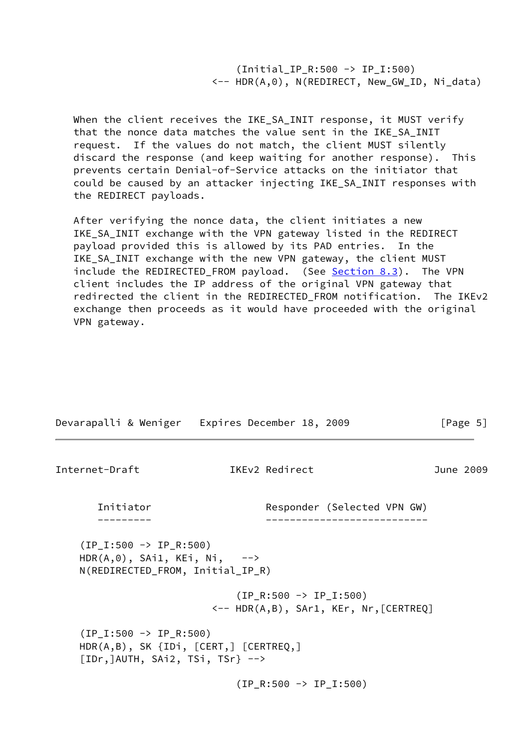```
                           (Initial_IP_R:500 -> IP_I:500)
                       <-- HDR(A,0), N(REDIRECT, New_GW_ID, Ni_data)
```

When the client receives the IKE_SA_INIT response, it MUST verify that the nonce data matches the value sent in the IKE_SA_INIT request. If the values do not match, the client MUST silently discard the response (and keep waiting for another response). This prevents certain Denial-of-Service attacks on the initiator that could be caused by an attacker injecting IKE_SA_INIT responses with the REDIRECT payloads.

After verifying the nonce data, the client initiates a new IKE_SA_INIT exchange with the VPN gateway listed in the REDIRECT payload provided this is allowed by its PAD entries. In the IKE_SA_INIT exchange with the new VPN gateway, the client MUST include the REDIRECTED_FROM payload. (See Section 8.3). The VPN client includes the IP address of the original VPN gateway that redirected the client in the REDIRECTED_FROM notification. The IKEv2 exchange then proceeds as it would have proceeded with the original VPN gateway.

```
    Initiator                   Responder (Selected VPN GW)
    ---------                   ---------------------------

  (IP_I:500 -> IP_R:500)
  HDR(A,0), SAi1, KEi, Ni,   -->
  N(REDIRECTED_FROM, Initial_IP_R)

                           (IP_R:500 -> IP_I:500)
                       <-- HDR(A,B), SAr1, KEr, Nr,[CERTREQ]

  (IP_I:500 -> IP_R:500)
  HDR(A,B), SK {IDi, [CERT,] [CERTREQ,]
  [IDr,]AUTH, SAi2, TSi, TSr} -->

                           (IP_R:500 -> IP_I:500)
```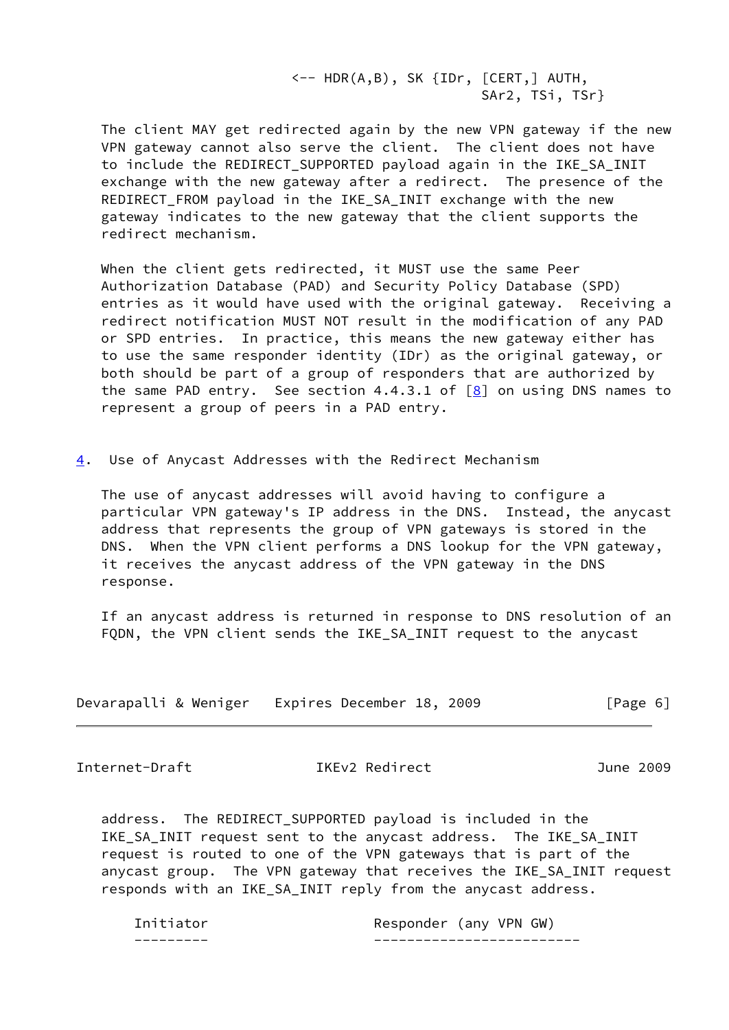```
                              <-- HDR(A,B), SK {IDr, [CERT,] AUTH,
                                                 SAr2, TSi, TSr}
```

The client MAY get redirected again by the new VPN gateway if the new VPN gateway cannot also serve the client. The client does not have to include the REDIRECT_SUPPORTED payload again in the IKE_SA_INIT exchange with the new gateway after a redirect. The presence of the REDIRECT_FROM payload in the IKE_SA_INIT exchange with the new gateway indicates to the new gateway that the client supports the redirect mechanism.

When the client gets redirected, it MUST use the same Peer Authorization Database (PAD) and Security Policy Database (SPD) entries as it would have used with the original gateway. Receiving a redirect notification MUST NOT result in the modification of any PAD or SPD entries. In practice, this means the new gateway either has to use the same responder identity (IDr) as the original gateway, or both should be part of a group of responders that are authorized by the same PAD entry. See section 4.4.3.1 of [8] on using DNS names to represent a group of peers in a PAD entry.

## 4. Use of Anycast Addresses with the Redirect Mechanism

The use of anycast addresses will avoid having to configure a particular VPN gateway's IP address in the DNS. Instead, the anycast address that represents the group of VPN gateways is stored in the DNS. When the VPN client performs a DNS lookup for the VPN gateway, it receives the anycast address of the VPN gateway in the DNS response.

If an anycast address is returned in response to DNS resolution of an FQDN, the VPN client sends the IKE_SA_INIT request to the anycast address. The REDIRECT_SUPPORTED payload is included in the IKE_SA_INIT request sent to the anycast address. The IKE_SA_INIT request is routed to one of the VPN gateways that is part of the anycast group. The VPN gateway that receives the IKE_SA_INIT request responds with an IKE_SA_INIT reply from the anycast address.

```
    Initiator                    Responder (any VPN GW)
    ---------                    -------------------------
```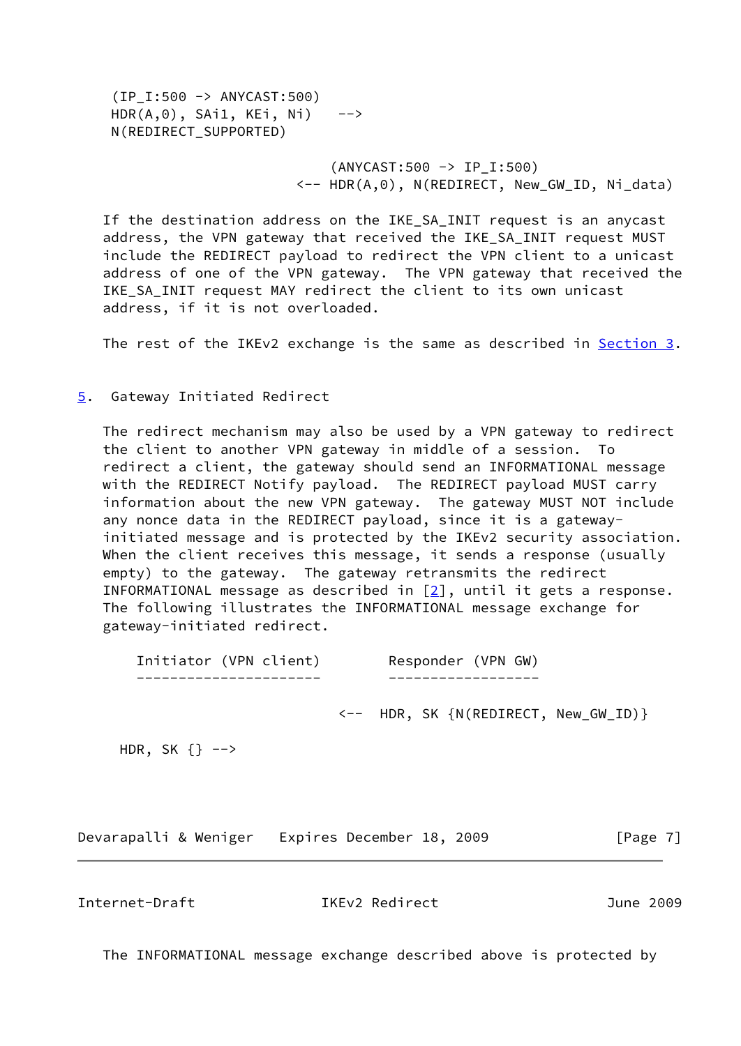```
(IP_I:500 -> ANYCAST:500)
HDR(A,0), SAi1, KEi, Ni)   -->
N(REDIRECT_SUPPORTED)

                          (ANYCAST:500 -> IP_I:500)
                      <-- HDR(A,0), N(REDIRECT, New_GW_ID, Ni_data)
```

If the destination address on the IKE_SA_INIT request is an anycast address, the VPN gateway that received the IKE_SA_INIT request MUST include the REDIRECT payload to redirect the VPN client to a unicast address of one of the VPN gateway. The VPN gateway that received the IKE_SA_INIT request MAY redirect the client to its own unicast address, if it is not overloaded.

The rest of the IKEv2 exchange is the same as described in Section 3.

## 5. Gateway Initiated Redirect

The redirect mechanism may also be used by a VPN gateway to redirect the client to another VPN gateway in middle of a session. To redirect a client, the gateway should send an INFORMATIONAL message with the REDIRECT Notify payload. The REDIRECT payload MUST carry information about the new VPN gateway. The gateway MUST NOT include any nonce data in the REDIRECT payload, since it is a gateway-initiated message and is protected by the IKEv2 security association. When the client receives this message, it sends a response (usually empty) to the gateway. The gateway retransmits the redirect INFORMATIONAL message as described in [2], until it gets a response. The following illustrates the INFORMATIONAL message exchange for gateway-initiated redirect.

```
    Initiator (VPN client)       Responder (VPN GW)
    ----------------------       ------------------

                           <--  HDR, SK {N(REDIRECT, New_GW_ID)}

  HDR, SK {} -->
```

The INFORMATIONAL message exchange described above is protected by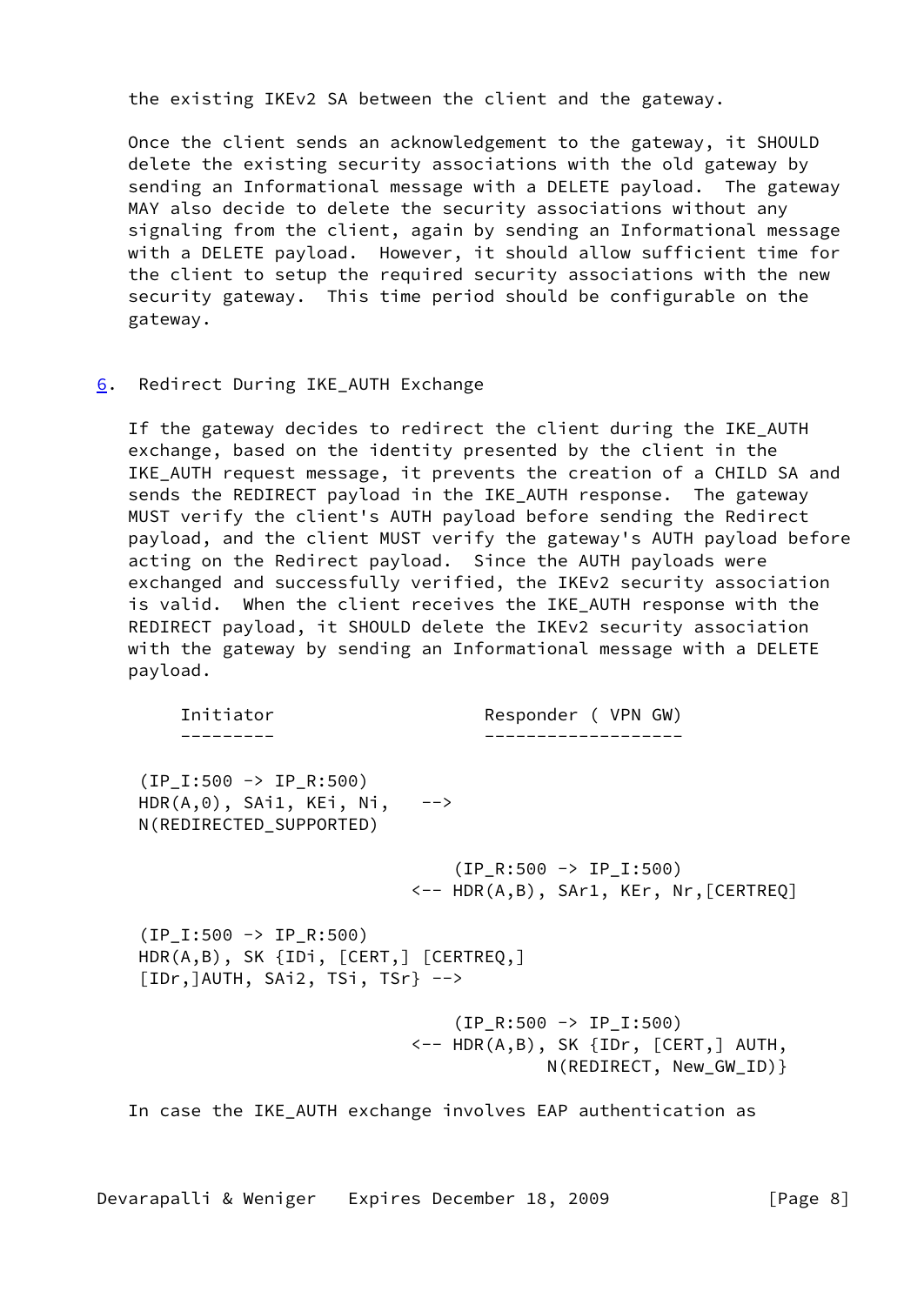the existing IKEv2 SA between the client and the gateway.

Once the client sends an acknowledgement to the gateway, it SHOULD delete the existing security associations with the old gateway by sending an Informational message with a DELETE payload. The gateway MAY also decide to delete the security associations without any signaling from the client, again by sending an Informational message with a DELETE payload. However, it should allow sufficient time for the client to setup the required security associations with the new security gateway. This time period should be configurable on the gateway.

## 6. Redirect During IKE_AUTH Exchange

If the gateway decides to redirect the client during the IKE_AUTH exchange, based on the identity presented by the client in the IKE_AUTH request message, it prevents the creation of a CHILD SA and sends the REDIRECT payload in the IKE_AUTH response. The gateway MUST verify the client's AUTH payload before sending the Redirect payload, and the client MUST verify the gateway's AUTH payload before acting on the Redirect payload. Since the AUTH payloads were exchanged and successfully verified, the IKEv2 security association is valid. When the client receives the IKE_AUTH response with the REDIRECT payload, it SHOULD delete the IKEv2 security association with the gateway by sending an Informational message with a DELETE payload.

```
     Initiator                     Responder ( VPN GW)
     ---------                     -------------------

 (IP_I:500 -> IP_R:500)
 HDR(A,0), SAi1, KEi, Ni,   -->
 N(REDIRECTED_SUPPORTED)

                                (IP_R:500 -> IP_I:500)
                            <-- HDR(A,B), SAr1, KEr, Nr,[CERTREQ]

 (IP_I:500 -> IP_R:500)
 HDR(A,B), SK {IDi, [CERT,] [CERTREQ,]
 [IDr,]AUTH, SAi2, TSi, TSr} -->

                                (IP_R:500 -> IP_I:500)
                            <-- HDR(A,B), SK {IDr, [CERT,] AUTH,
                                         N(REDIRECT, New_GW_ID)}
```

In case the IKE_AUTH exchange involves EAP authentication as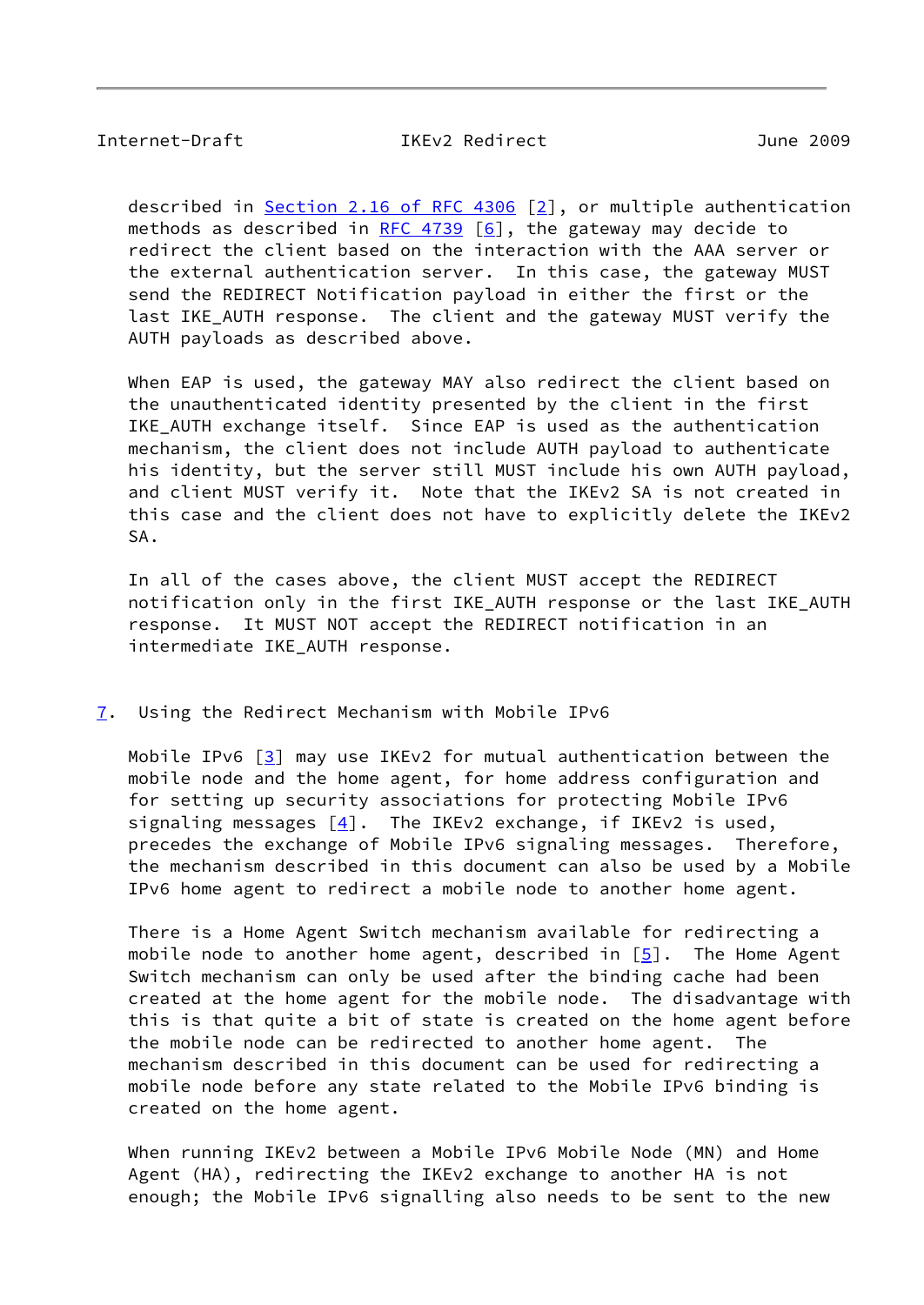described in Section 2.16 of RFC 4306 [2], or multiple authentication methods as described in RFC 4739 [6], the gateway may decide to redirect the client based on the interaction with the AAA server or the external authentication server. In this case, the gateway MUST send the REDIRECT Notification payload in either the first or the last IKE_AUTH response. The client and the gateway MUST verify the AUTH payloads as described above.

When EAP is used, the gateway MAY also redirect the client based on the unauthenticated identity presented by the client in the first IKE_AUTH exchange itself. Since EAP is used as the authentication mechanism, the client does not include AUTH payload to authenticate his identity, but the server still MUST include his own AUTH payload, and client MUST verify it. Note that the IKEv2 SA is not created in this case and the client does not have to explicitly delete the IKEv2 SA.

In all of the cases above, the client MUST accept the REDIRECT notification only in the first IKE_AUTH response or the last IKE_AUTH response. It MUST NOT accept the REDIRECT notification in an intermediate IKE_AUTH response.

## 7. Using the Redirect Mechanism with Mobile IPv6

Mobile IPv6 [3] may use IKEv2 for mutual authentication between the mobile node and the home agent, for home address configuration and for setting up security associations for protecting Mobile IPv6 signaling messages [4]. The IKEv2 exchange, if IKEv2 is used, precedes the exchange of Mobile IPv6 signaling messages. Therefore, the mechanism described in this document can also be used by a Mobile IPv6 home agent to redirect a mobile node to another home agent.

There is a Home Agent Switch mechanism available for redirecting a mobile node to another home agent, described in [5]. The Home Agent Switch mechanism can only be used after the binding cache had been created at the home agent for the mobile node. The disadvantage with this is that quite a bit of state is created on the home agent before the mobile node can be redirected to another home agent. The mechanism described in this document can be used for redirecting a mobile node before any state related to the Mobile IPv6 binding is created on the home agent.

When running IKEv2 between a Mobile IPv6 Mobile Node (MN) and Home Agent (HA), redirecting the IKEv2 exchange to another HA is not enough; the Mobile IPv6 signalling also needs to be sent to the new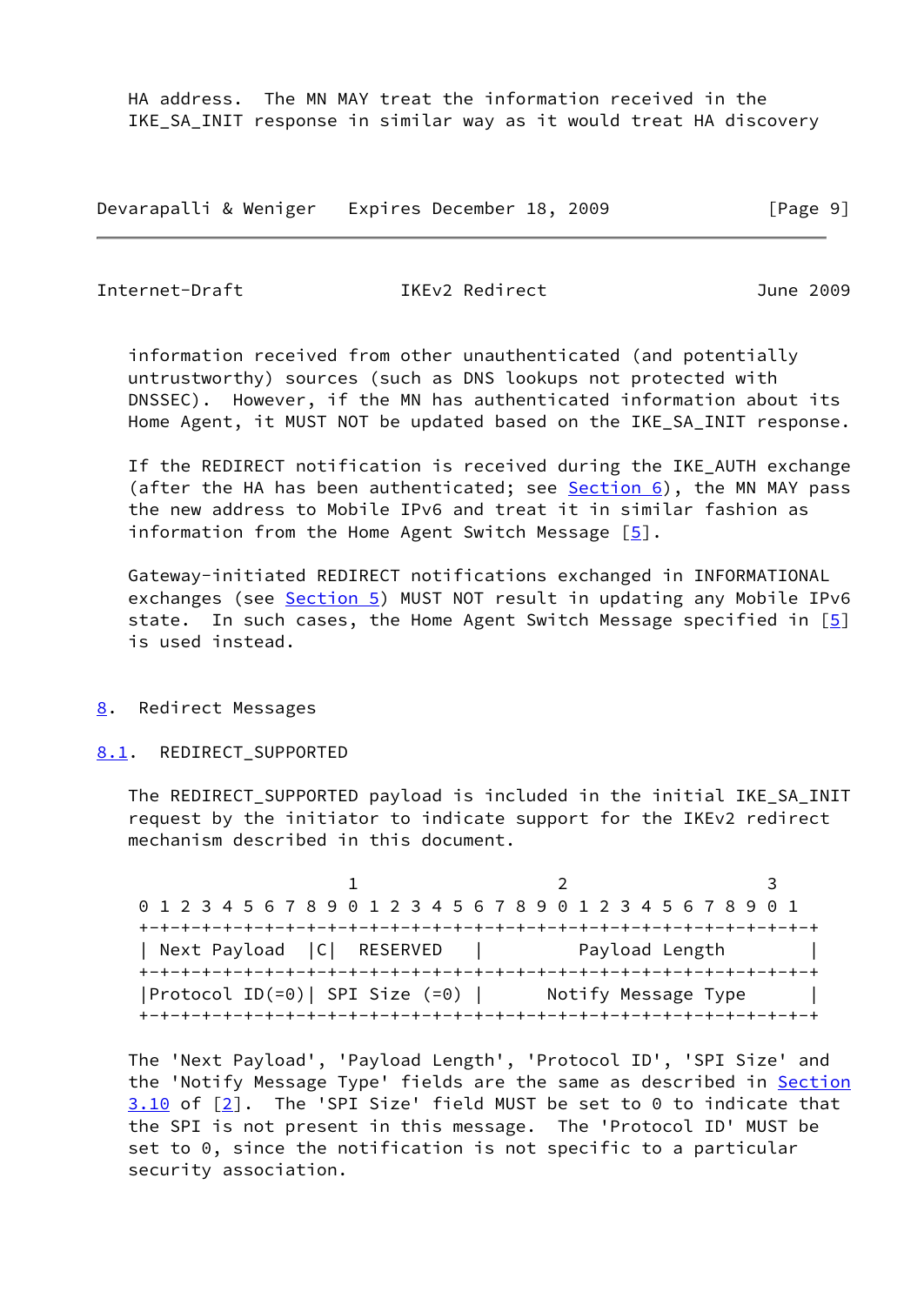HA address. The MN MAY treat the information received in the IKE_SA_INIT response in similar way as it would treat HA discovery information received from other unauthenticated (and potentially untrustworthy) sources (such as DNS lookups not protected with DNSSEC). However, if the MN has authenticated information about its Home Agent, it MUST NOT be updated based on the IKE_SA_INIT response.

If the REDIRECT notification is received during the IKE_AUTH exchange (after the HA has been authenticated; see Section 6), the MN MAY pass the new address to Mobile IPv6 and treat it in similar fashion as information from the Home Agent Switch Message [5].

Gateway-initiated REDIRECT notifications exchanged in INFORMATIONAL exchanges (see Section 5) MUST NOT result in updating any Mobile IPv6 state. In such cases, the Home Agent Switch Message specified in [5] is used instead.

## 8. Redirect Messages

### 8.1. REDIRECT_SUPPORTED

The REDIRECT_SUPPORTED payload is included in the initial IKE_SA_INIT request by the initiator to indicate support for the IKEv2 redirect mechanism described in this document.

```
                     1                   2                   3
 0 1 2 3 4 5 6 7 8 9 0 1 2 3 4 5 6 7 8 9 0 1 2 3 4 5 6 7 8 9 0 1
+-+-+-+-+-+-+-+-+-+-+-+-+-+-+-+-+-+-+-+-+-+-+-+-+-+-+-+-+-+-+-+-+
| Next Payload  |C|  RESERVED   |         Payload Length        |
+-+-+-+-+-+-+-+-+-+-+-+-+-+-+-+-+-+-+-+-+-+-+-+-+-+-+-+-+-+-+-+-+
|Protocol ID(=0)| SPI Size (=0) |      Notify Message Type      |
+-+-+-+-+-+-+-+-+-+-+-+-+-+-+-+-+-+-+-+-+-+-+-+-+-+-+-+-+-+-+-+-+
```

The 'Next Payload', 'Payload Length', 'Protocol ID', 'SPI Size' and the 'Notify Message Type' fields are the same as described in Section 3.10 of [2]. The 'SPI Size' field MUST be set to 0 to indicate that the SPI is not present in this message. The 'Protocol ID' MUST be set to 0, since the notification is not specific to a particular security association.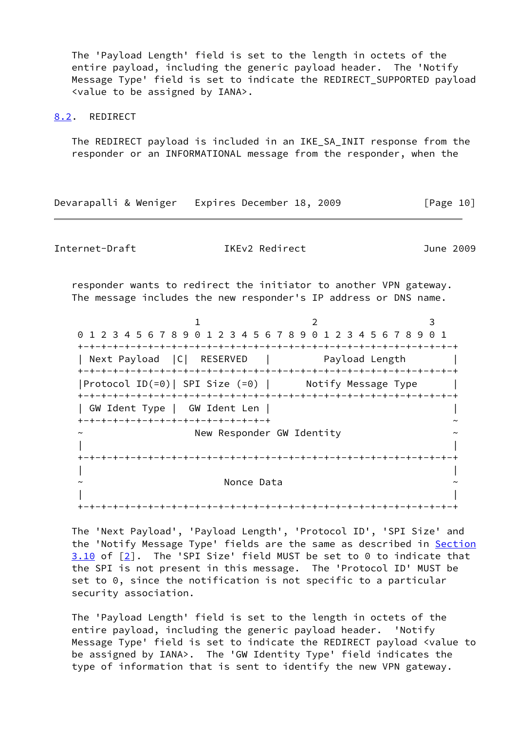The 'Payload Length' field is set to the length in octets of the entire payload, including the generic payload header. The 'Notify Message Type' field is set to indicate the REDIRECT_SUPPORTED payload <value to be assigned by IANA>.

### 8.2. REDIRECT

The REDIRECT payload is included in an IKE_SA_INIT response from the responder or an INFORMATIONAL message from the responder, when the responder wants to redirect the initiator to another VPN gateway. The message includes the new responder's IP address or DNS name.

```
                     1                   2                   3
 0 1 2 3 4 5 6 7 8 9 0 1 2 3 4 5 6 7 8 9 0 1 2 3 4 5 6 7 8 9 0 1
+-+-+-+-+-+-+-+-+-+-+-+-+-+-+-+-+-+-+-+-+-+-+-+-+-+-+-+-+-+-+-+-+
| Next Payload  |C|  RESERVED   |         Payload Length        |
+-+-+-+-+-+-+-+-+-+-+-+-+-+-+-+-+-+-+-+-+-+-+-+-+-+-+-+-+-+-+-+-+
|Protocol ID(=0)| SPI Size (=0) |      Notify Message Type      |
+-+-+-+-+-+-+-+-+-+-+-+-+-+-+-+-+-+-+-+-+-+-+-+-+-+-+-+-+-+-+-+-+
| GW Ident Type |  GW Ident Len |                               |
+-+-+-+-+-+-+-+-+-+-+-+-+-+-+-+-+                               ~
~                   New Responder GW Identity                   ~
|                                                               |
+-+-+-+-+-+-+-+-+-+-+-+-+-+-+-+-+-+-+-+-+-+-+-+-+-+-+-+-+-+-+-+-+
|                                                               |
~                        Nonce Data                             ~
|                                                               |
+-+-+-+-+-+-+-+-+-+-+-+-+-+-+-+-+-+-+-+-+-+-+-+-+-+-+-+-+-+-+-+-+
```

The 'Next Payload', 'Payload Length', 'Protocol ID', 'SPI Size' and the 'Notify Message Type' fields are the same as described in Section 3.10 of [2]. The 'SPI Size' field MUST be set to 0 to indicate that the SPI is not present in this message. The 'Protocol ID' MUST be set to 0, since the notification is not specific to a particular security association.

The 'Payload Length' field is set to the length in octets of the entire payload, including the generic payload header. 'Notify Message Type' field is set to indicate the REDIRECT payload <value to be assigned by IANA>. The 'GW Identity Type' field indicates the type of information that is sent to identify the new VPN gateway.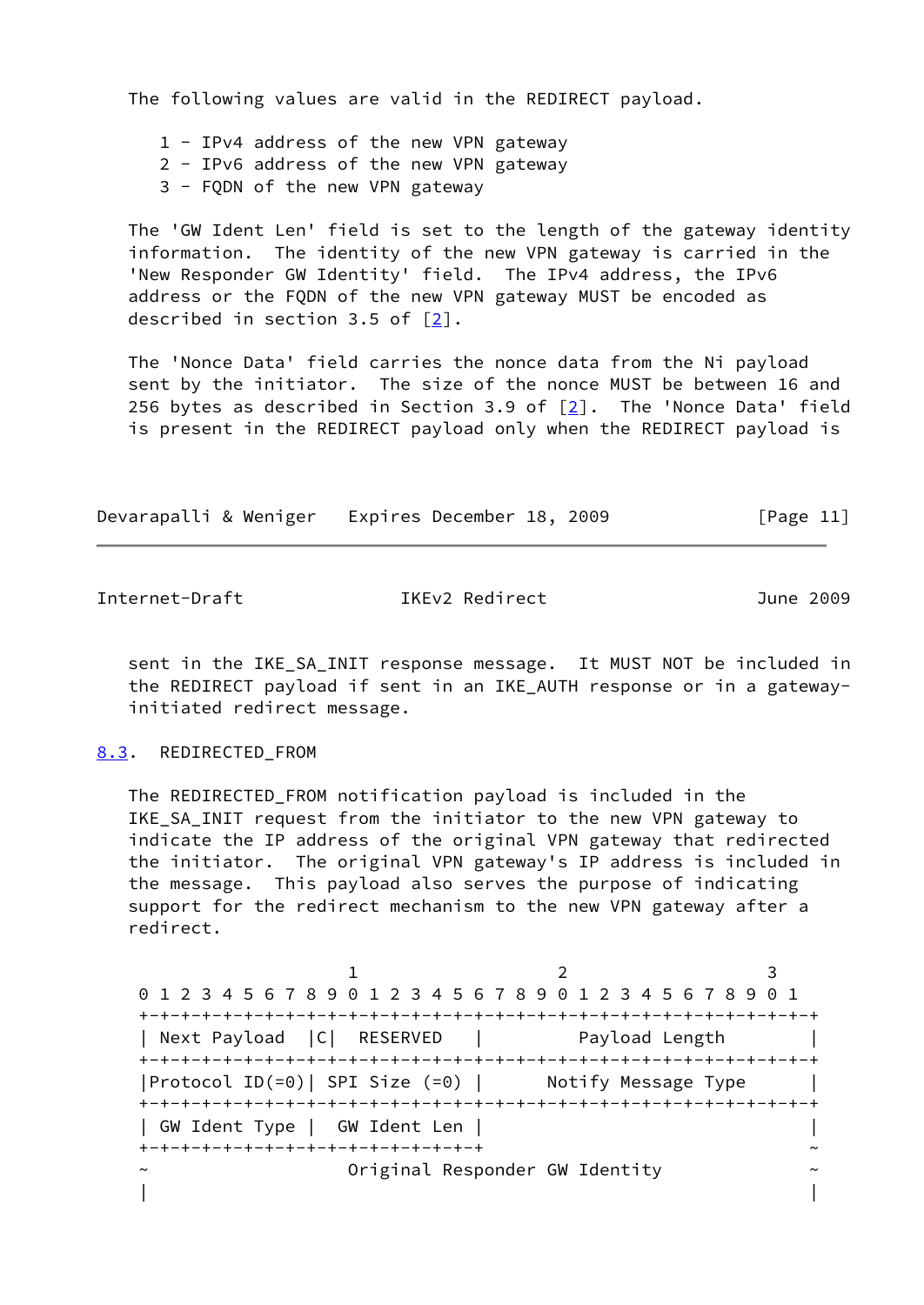The following values are valid in the REDIRECT payload.

1 - IPv4 address of the new VPN gateway
2 - IPv6 address of the new VPN gateway
3 - FQDN of the new VPN gateway

The 'GW Ident Len' field is set to the length of the gateway identity information. The identity of the new VPN gateway is carried in the 'New Responder GW Identity' field. The IPv4 address, the IPv6 address or the FQDN of the new VPN gateway MUST be encoded as described in section 3.5 of [2].

The 'Nonce Data' field carries the nonce data from the Ni payload sent by the initiator. The size of the nonce MUST be between 16 and 256 bytes as described in Section 3.9 of [2]. The 'Nonce Data' field is present in the REDIRECT payload only when the REDIRECT payload is sent in the IKE_SA_INIT response message. It MUST NOT be included in the REDIRECT payload if sent in an IKE_AUTH response or in a gateway-initiated redirect message.

### 8.3. REDIRECTED_FROM

The REDIRECTED_FROM notification payload is included in the IKE_SA_INIT request from the initiator to the new VPN gateway to indicate the IP address of the original VPN gateway that redirected the initiator. The original VPN gateway's IP address is included in the message. This payload also serves the purpose of indicating support for the redirect mechanism to the new VPN gateway after a redirect.

```
                     1                   2                   3
 0 1 2 3 4 5 6 7 8 9 0 1 2 3 4 5 6 7 8 9 0 1 2 3 4 5 6 7 8 9 0 1
+-+-+-+-+-+-+-+-+-+-+-+-+-+-+-+-+-+-+-+-+-+-+-+-+-+-+-+-+-+-+-+-+
| Next Payload  |C|  RESERVED   |         Payload Length        |
+-+-+-+-+-+-+-+-+-+-+-+-+-+-+-+-+-+-+-+-+-+-+-+-+-+-+-+-+-+-+-+-+
|Protocol ID(=0)| SPI Size (=0) |      Notify Message Type      |
+-+-+-+-+-+-+-+-+-+-+-+-+-+-+-+-+-+-+-+-+-+-+-+-+-+-+-+-+-+-+-+-+
| GW Ident Type |  GW Ident Len |                               |
+-+-+-+-+-+-+-+-+-+-+-+-+-+-+-+-+                               ~
~                   Original Responder GW Identity              ~
|                                                               |
```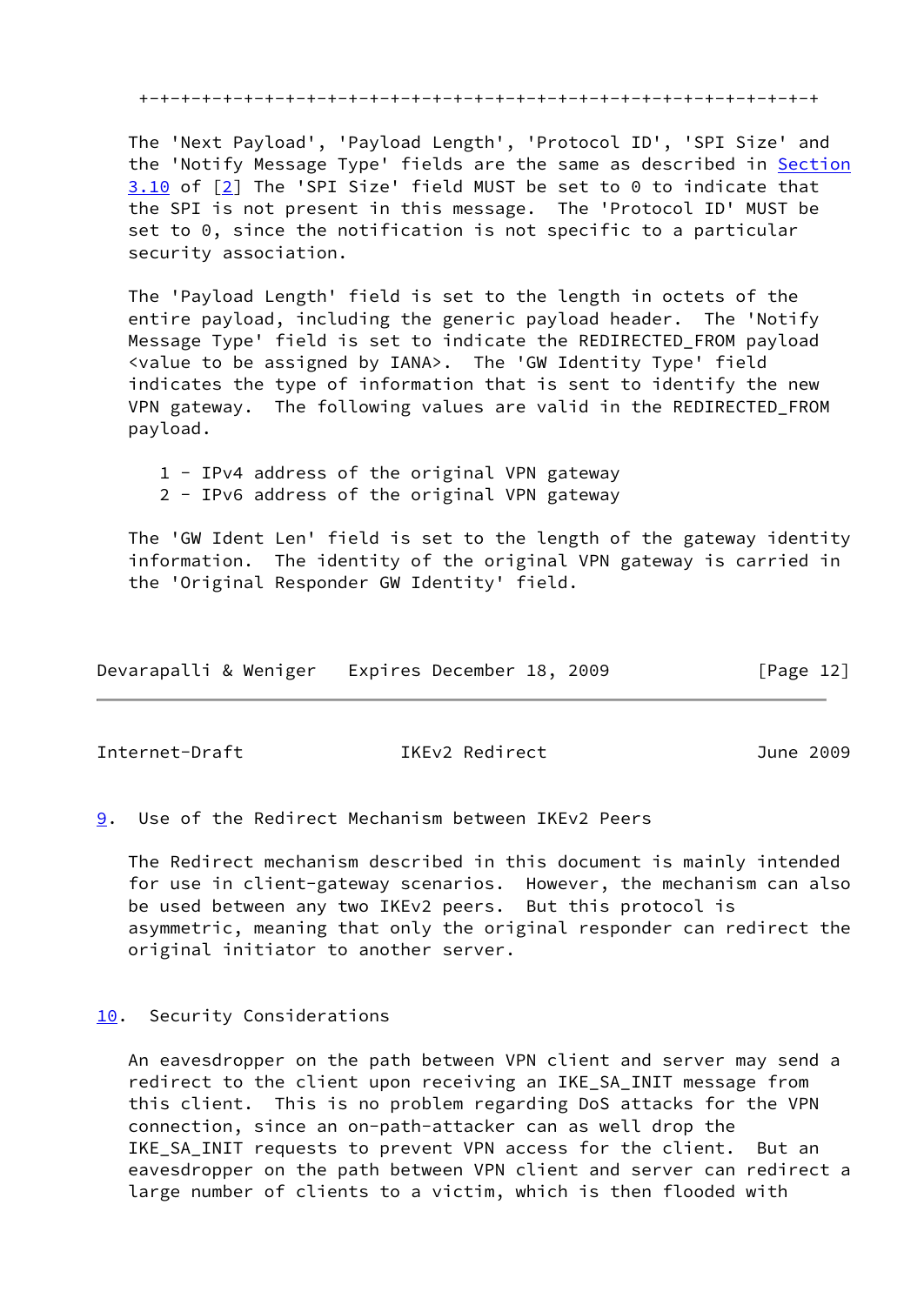```
+-+-+-+-+-+-+-+-+-+-+-+-+-+-+-+-+-+-+-+-+-+-+-+-+-+-+-+-+-+-+-+-+
```

The 'Next Payload', 'Payload Length', 'Protocol ID', 'SPI Size' and the 'Notify Message Type' fields are the same as described in Section 3.10 of [2] The 'SPI Size' field MUST be set to 0 to indicate that the SPI is not present in this message. The 'Protocol ID' MUST be set to 0, since the notification is not specific to a particular security association.

The 'Payload Length' field is set to the length in octets of the entire payload, including the generic payload header. The 'Notify Message Type' field is set to indicate the REDIRECTED_FROM payload <value to be assigned by IANA>. The 'GW Identity Type' field indicates the type of information that is sent to identify the new VPN gateway. The following values are valid in the REDIRECTED_FROM payload.

1 - IPv4 address of the original VPN gateway
2 - IPv6 address of the original VPN gateway

The 'GW Ident Len' field is set to the length of the gateway identity information. The identity of the original VPN gateway is carried in the 'Original Responder GW Identity' field.

## 9. Use of the Redirect Mechanism between IKEv2 Peers

The Redirect mechanism described in this document is mainly intended for use in client-gateway scenarios. However, the mechanism can also be used between any two IKEv2 peers. But this protocol is asymmetric, meaning that only the original responder can redirect the original initiator to another server.

## 10. Security Considerations

An eavesdropper on the path between VPN client and server may send a redirect to the client upon receiving an IKE_SA_INIT message from this client. This is no problem regarding DoS attacks for the VPN connection, since an on-path-attacker can as well drop the IKE_SA_INIT requests to prevent VPN access for the client. But an eavesdropper on the path between VPN client and server can redirect a large number of clients to a victim, which is then flooded with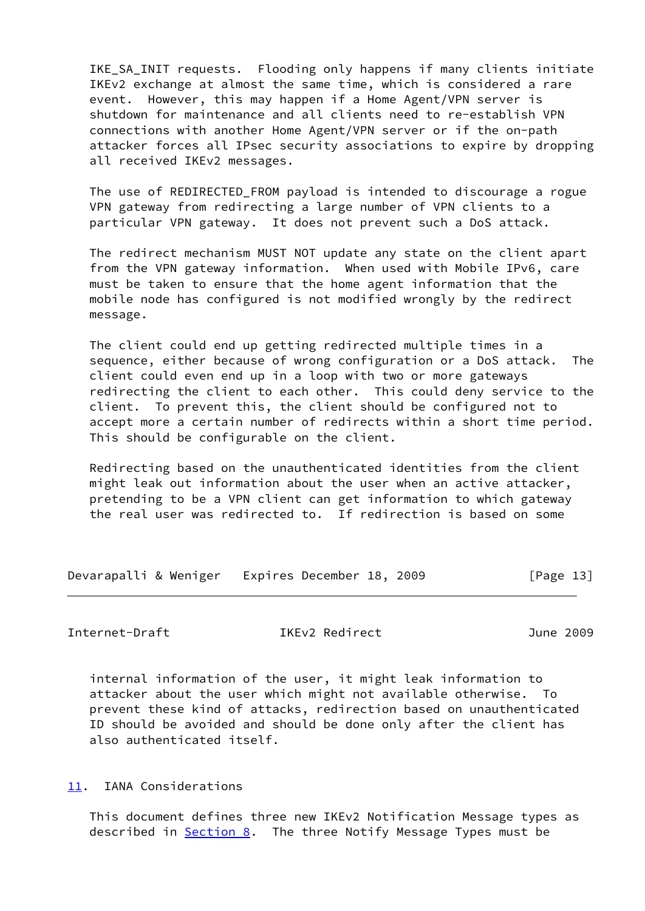IKE_SA_INIT requests. Flooding only happens if many clients initiate IKEv2 exchange at almost the same time, which is considered a rare event. However, this may happen if a Home Agent/VPN server is shutdown for maintenance and all clients need to re-establish VPN connections with another Home Agent/VPN server or if the on-path attacker forces all IPsec security associations to expire by dropping all received IKEv2 messages.

The use of REDIRECTED_FROM payload is intended to discourage a rogue VPN gateway from redirecting a large number of VPN clients to a particular VPN gateway. It does not prevent such a DoS attack.

The redirect mechanism MUST NOT update any state on the client apart from the VPN gateway information. When used with Mobile IPv6, care must be taken to ensure that the home agent information that the mobile node has configured is not modified wrongly by the redirect message.

The client could end up getting redirected multiple times in a sequence, either because of wrong configuration or a DoS attack. The client could even end up in a loop with two or more gateways redirecting the client to each other. This could deny service to the client. To prevent this, the client should be configured not to accept more a certain number of redirects within a short time period. This should be configurable on the client.

Redirecting based on the unauthenticated identities from the client might leak out information about the user when an active attacker, pretending to be a VPN client can get information to which gateway the real user was redirected to. If redirection is based on some internal information of the user, it might leak information to attacker about the user which might not available otherwise. To prevent these kind of attacks, redirection based on unauthenticated ID should be avoided and should be done only after the client has also authenticated itself.

## 11. IANA Considerations

This document defines three new IKEv2 Notification Message types as described in Section 8. The three Notify Message Types must be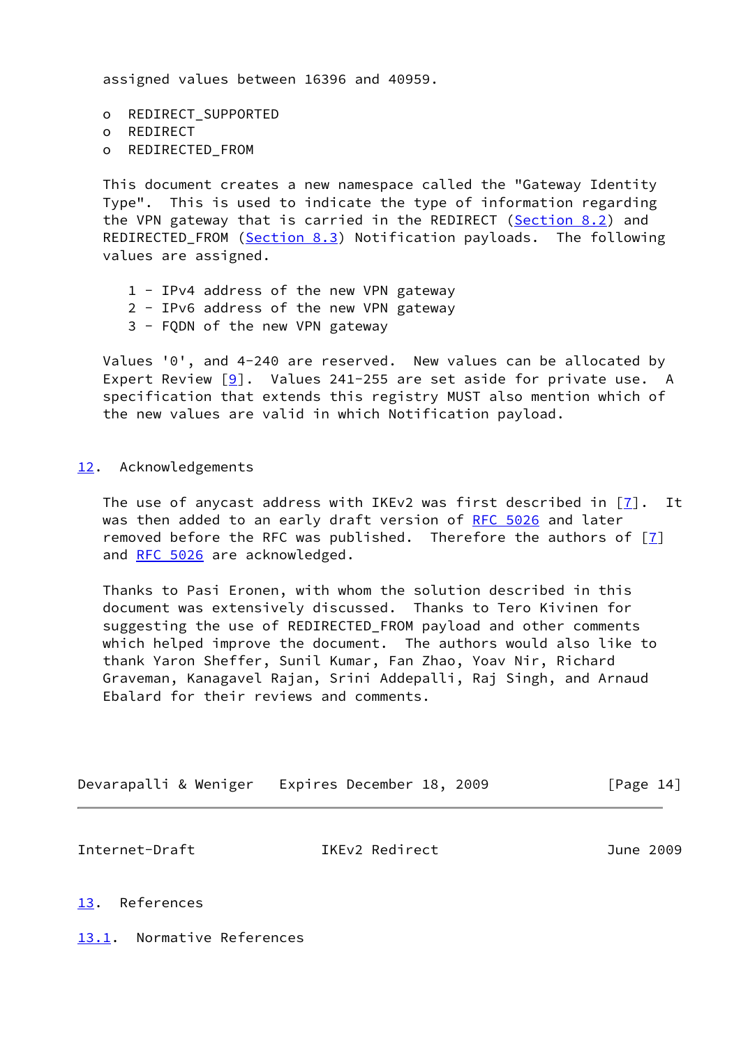assigned values between 16396 and 40959.

- REDIRECT_SUPPORTED
- REDIRECT
- REDIRECTED_FROM

This document creates a new namespace called the "Gateway Identity Type". This is used to indicate the type of information regarding the VPN gateway that is carried in the REDIRECT (Section 8.2) and REDIRECTED_FROM (Section 8.3) Notification payloads. The following values are assigned.

1 - IPv4 address of the new VPN gateway
2 - IPv6 address of the new VPN gateway
3 - FQDN of the new VPN gateway

Values '0', and 4-240 are reserved. New values can be allocated by Expert Review [9]. Values 241-255 are set aside for private use. A specification that extends this registry MUST also mention which of the new values are valid in which Notification payload.

## 12. Acknowledgements

The use of anycast address with IKEv2 was first described in [7]. It was then added to an early draft version of RFC 5026 and later removed before the RFC was published. Therefore the authors of [7] and RFC 5026 are acknowledged.

Thanks to Pasi Eronen, with whom the solution described in this document was extensively discussed. Thanks to Tero Kivinen for suggesting the use of REDIRECTED_FROM payload and other comments which helped improve the document. The authors would also like to thank Yaron Sheffer, Sunil Kumar, Fan Zhao, Yoav Nir, Richard Graveman, Kanagavel Rajan, Srini Addepalli, Raj Singh, and Arnaud Ebalard for their reviews and comments.

## 13. References

### 13.1. Normative References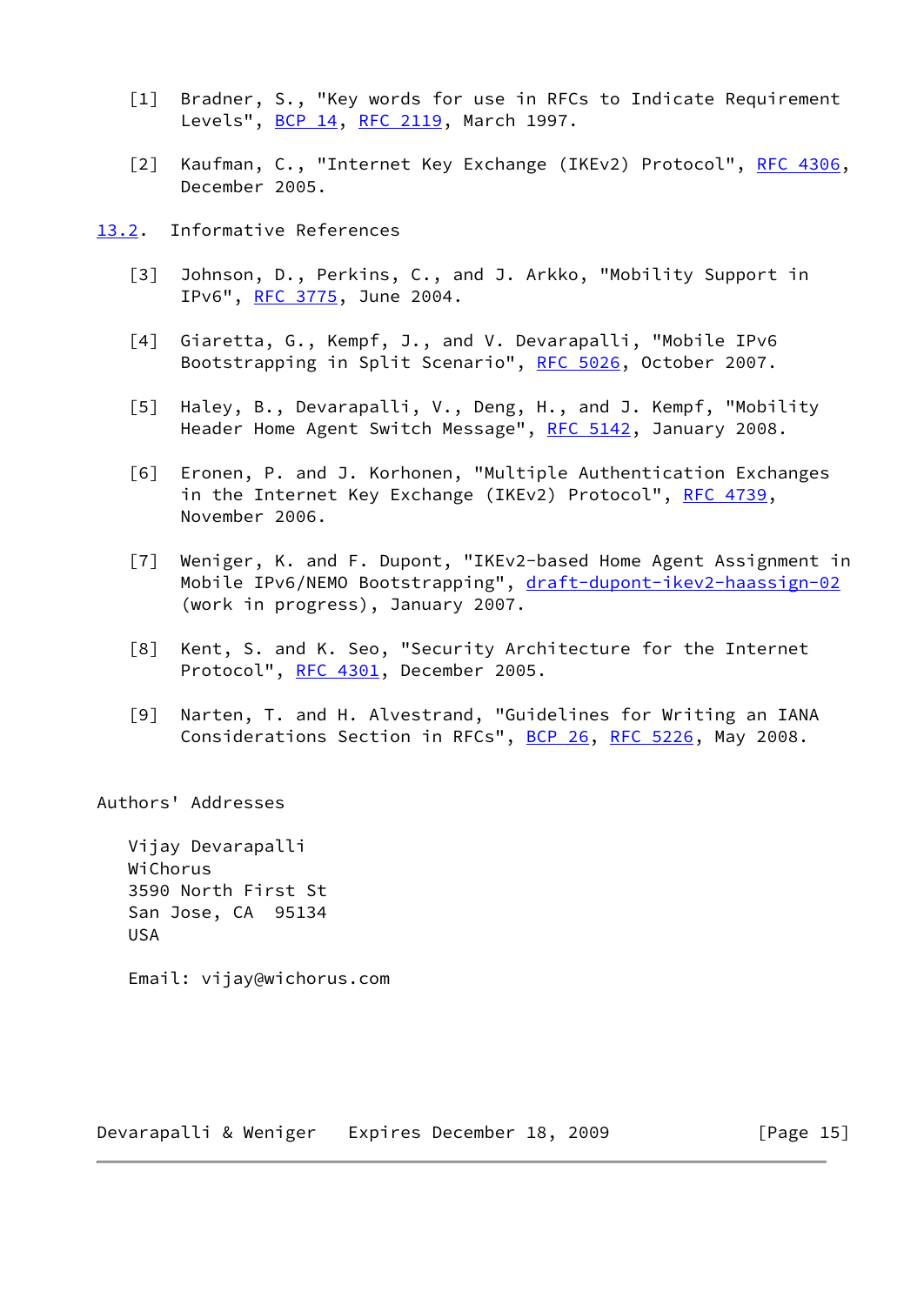[1] Bradner, S., "Key words for use in RFCs to Indicate Requirement Levels", BCP 14, RFC 2119, March 1997.

[2] Kaufman, C., "Internet Key Exchange (IKEv2) Protocol", RFC 4306, December 2005.

### 13.2. Informative References

[3] Johnson, D., Perkins, C., and J. Arkko, "Mobility Support in IPv6", RFC 3775, June 2004.

[4] Giaretta, G., Kempf, J., and V. Devarapalli, "Mobile IPv6 Bootstrapping in Split Scenario", RFC 5026, October 2007.

[5] Haley, B., Devarapalli, V., Deng, H., and J. Kempf, "Mobility Header Home Agent Switch Message", RFC 5142, January 2008.

[6] Eronen, P. and J. Korhonen, "Multiple Authentication Exchanges in the Internet Key Exchange (IKEv2) Protocol", RFC 4739, November 2006.

[7] Weniger, K. and F. Dupont, "IKEv2-based Home Agent Assignment in Mobile IPv6/NEMO Bootstrapping", draft-dupont-ikev2-haassign-02 (work in progress), January 2007.

[8] Kent, S. and K. Seo, "Security Architecture for the Internet Protocol", RFC 4301, December 2005.

[9] Narten, T. and H. Alvestrand, "Guidelines for Writing an IANA Considerations Section in RFCs", BCP 26, RFC 5226, May 2008.

## Authors' Addresses

Vijay Devarapalli
WiChorus
3590 North First St
San Jose, CA  95134
USA

Email: vijay@wichorus.com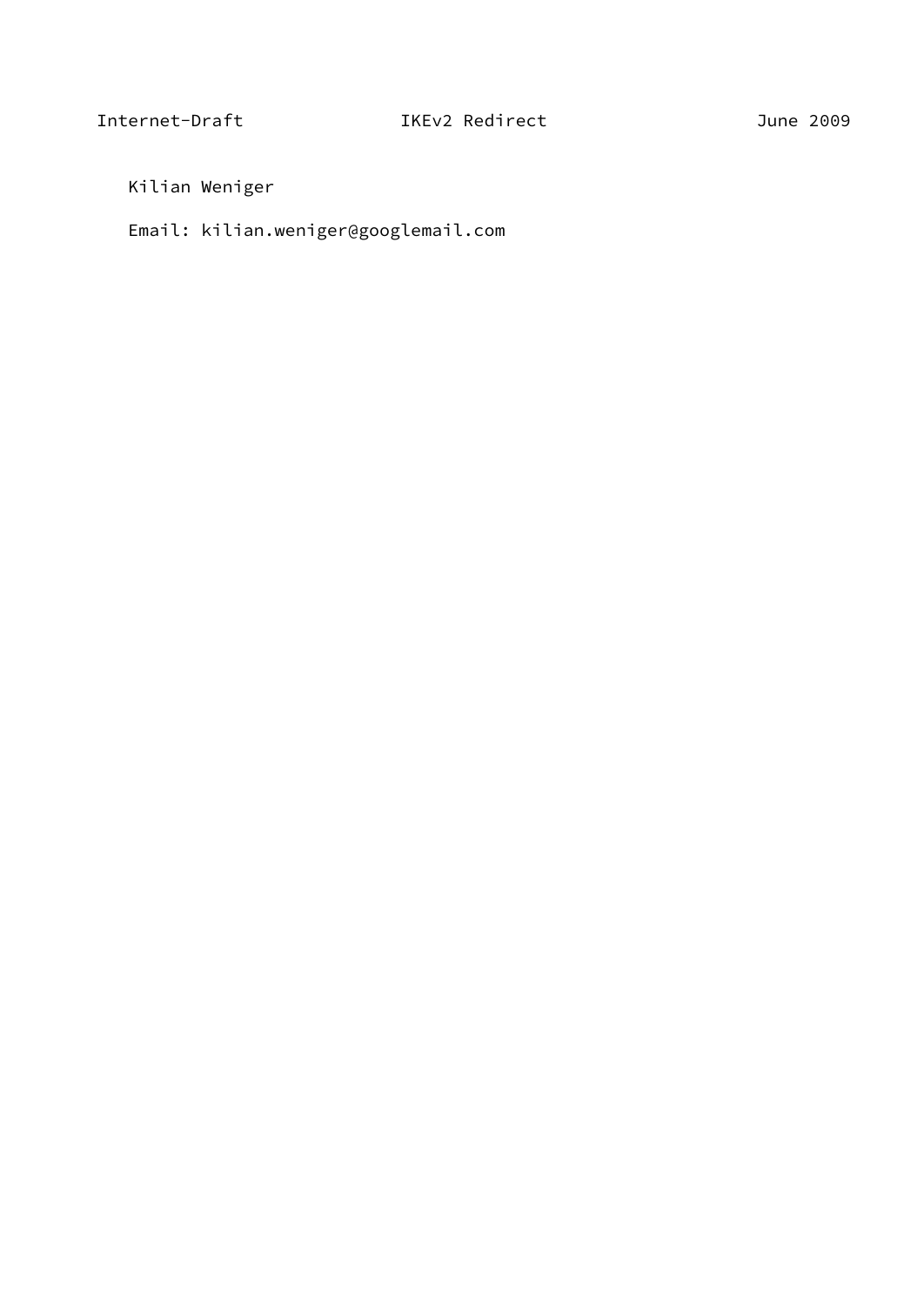Kilian Weniger

Email: kilian.weniger@googlemail.com